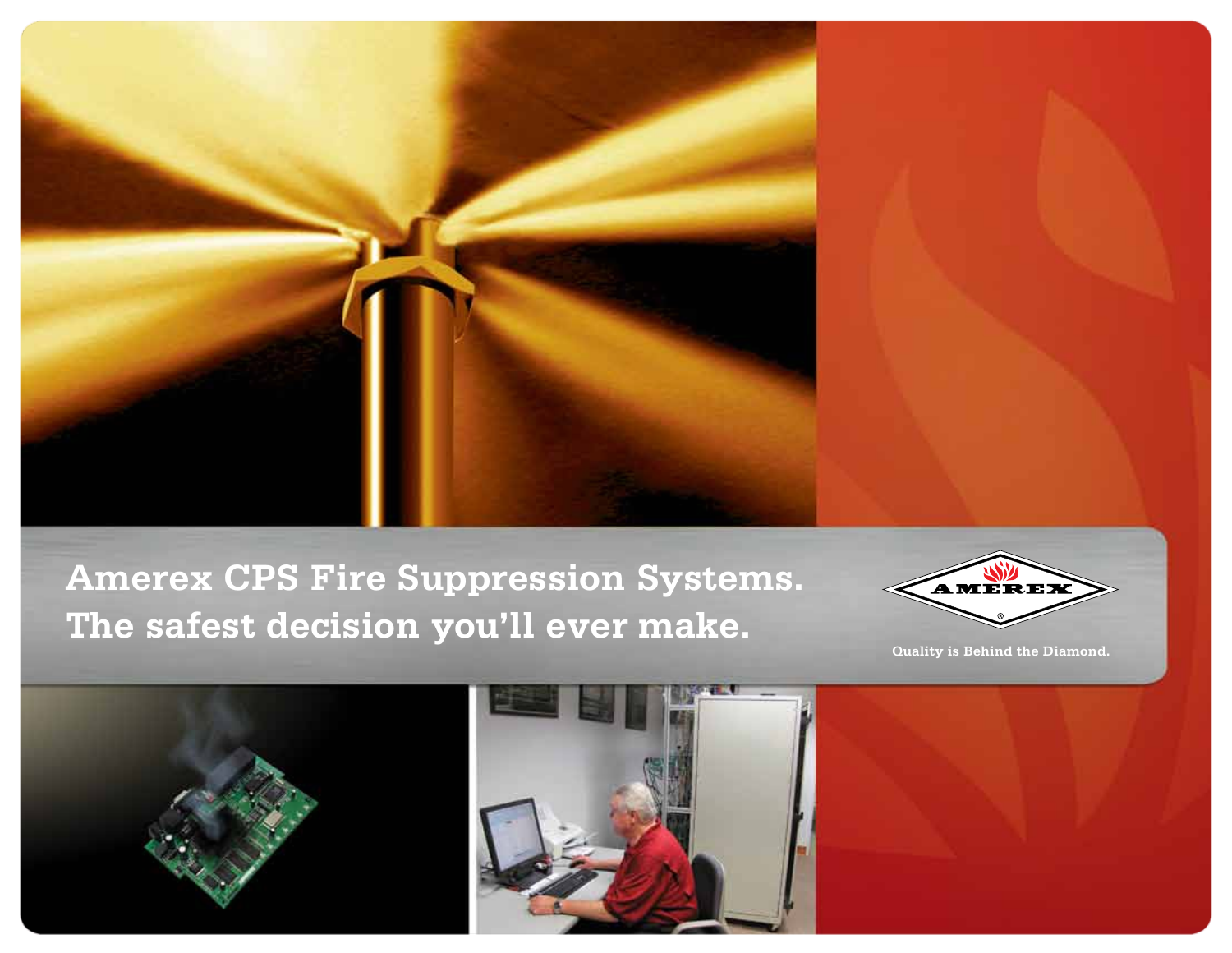# Amerex CPS Fire Suppression Systems. The safest decision you'll ever make.

AMEREX®

Quality is Behind the Diamond.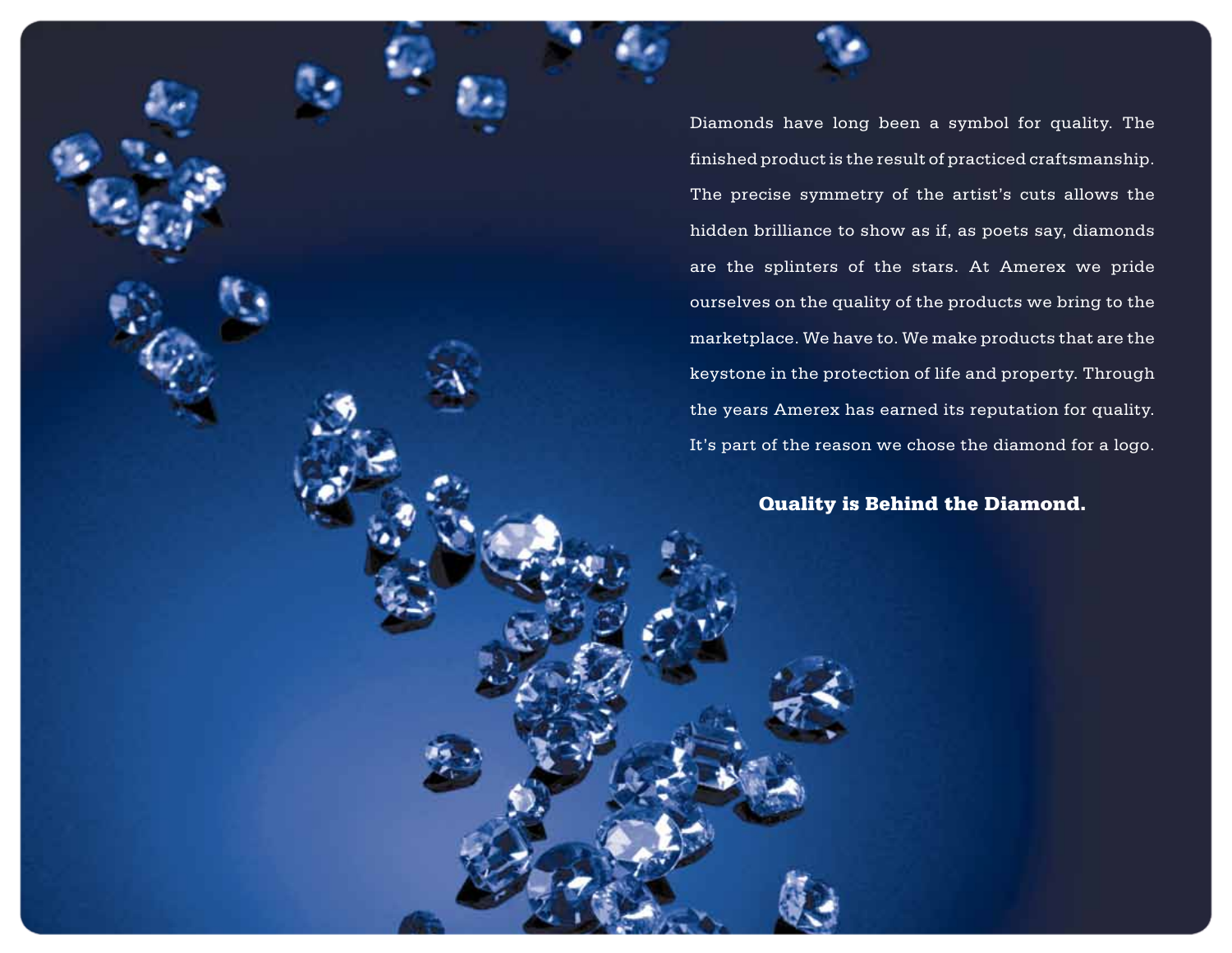Diamonds have long been a symbol for quality. The finished product is the result of practiced craftsmanship. The precise symmetry of the artist's cuts allows the hidden brilliance to show as if, as poets say, diamonds are the splinters of the stars. At Amerex we pride ourselves on the quality of the products we bring to the marketplace. We have to. We make products that are the keystone in the protection of life and property. Through the years Amerex has earned its reputation for quality. It's part of the reason we chose the diamond for a logo.

**Quality is Behind the Diamond.**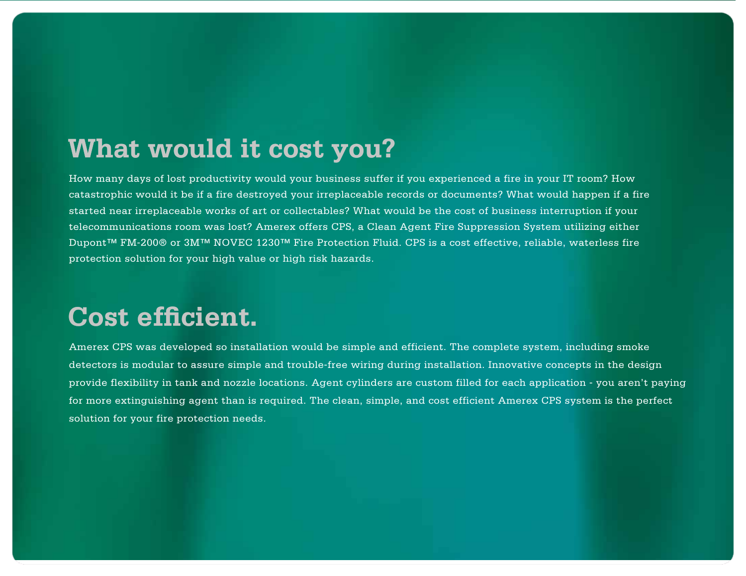## What would it cost you?

How many days of lost productivity would your business suffer if you experienced a fire in your IT room? How catastrophic would it be if a fire destroyed your irreplaceable records or documents? What would happen if a fire started near irreplaceable works of art or collectables? What would be the cost of business interruption if your telecommunications room was lost? Amerex offers CPS, a Clean Agent Fire Suppression System utilizing either Dupont™ FM-200® or 3M™ NOVEC 1230™ Fire Protection Fluid. CPS is a cost effective, reliable, waterless fire protection solution for your high value or high risk hazards.

## Cost efficient.

Amerex CPS was developed so installation would be simple and efficient. The complete system, including smoke detectors is modular to assure simple and trouble-free wiring during installation. Innovative concepts in the design provide flexibility in tank and nozzle locations. Agent cylinders are custom filled for each application - you aren't paying for more extinguishing agent than is required. The clean, simple, and cost efficient Amerex CPS system is the perfect solution for your fire protection needs.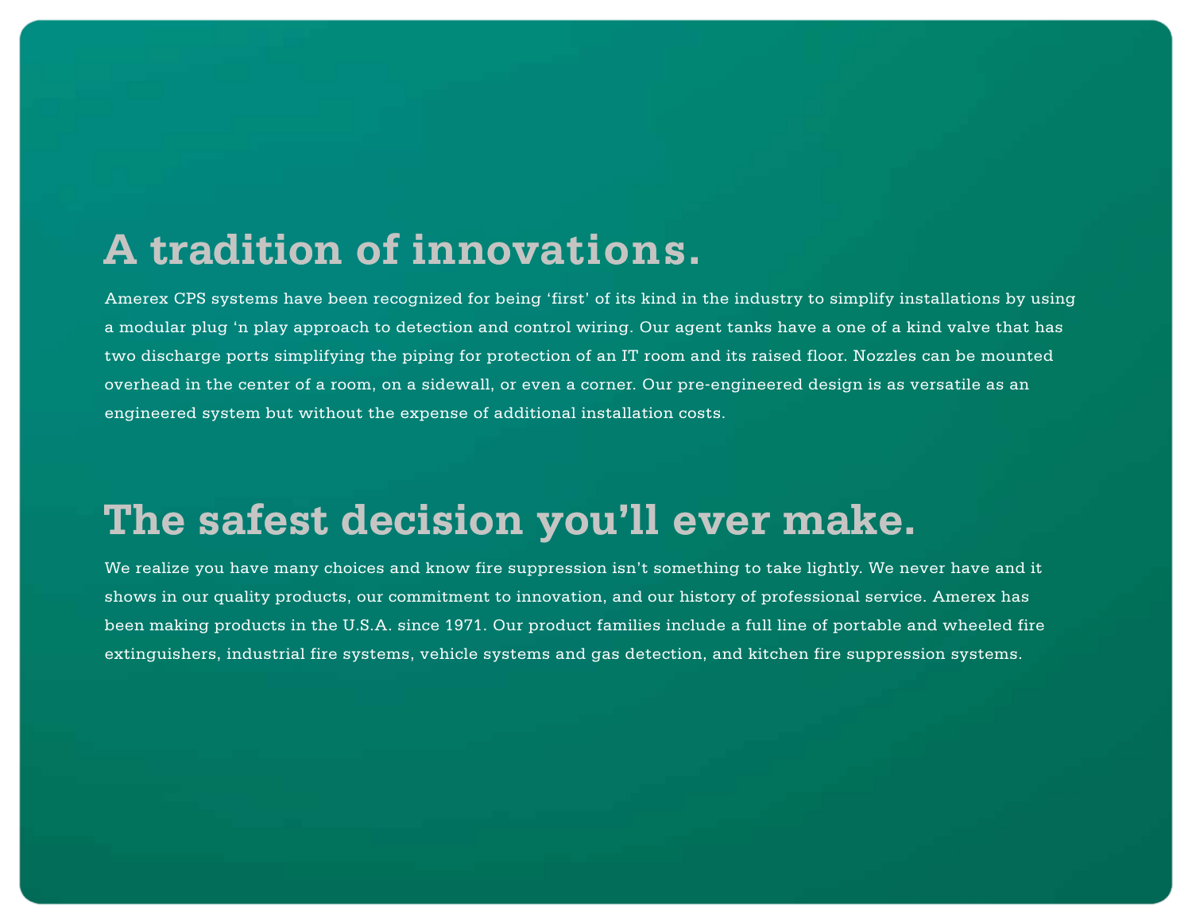## A tradition of innovations.

Amerex CPS systems have been recognized for being ‘first’ of its kind in the industry to simplify installations by using a modular plug ‘n play approach to detection and control wiring. Our agent tanks have a one of a kind valve that has two discharge ports simplifying the piping for protection of an IT room and its raised floor. Nozzles can be mounted overhead in the center of a room, on a sidewall, or even a corner. Our pre-engineered design is as versatile as an engineered system but without the expense of additional installation costs.

## The safest decision you’ll ever make.

We realize you have many choices and know fire suppression isn’t something to take lightly. We never have and it shows in our quality products, our commitment to innovation, and our history of professional service. Amerex has been making products in the U.S.A. since 1971. Our product families include a full line of portable and wheeled fire extinguishers, industrial fire systems, vehicle systems and gas detection, and kitchen fire suppression systems.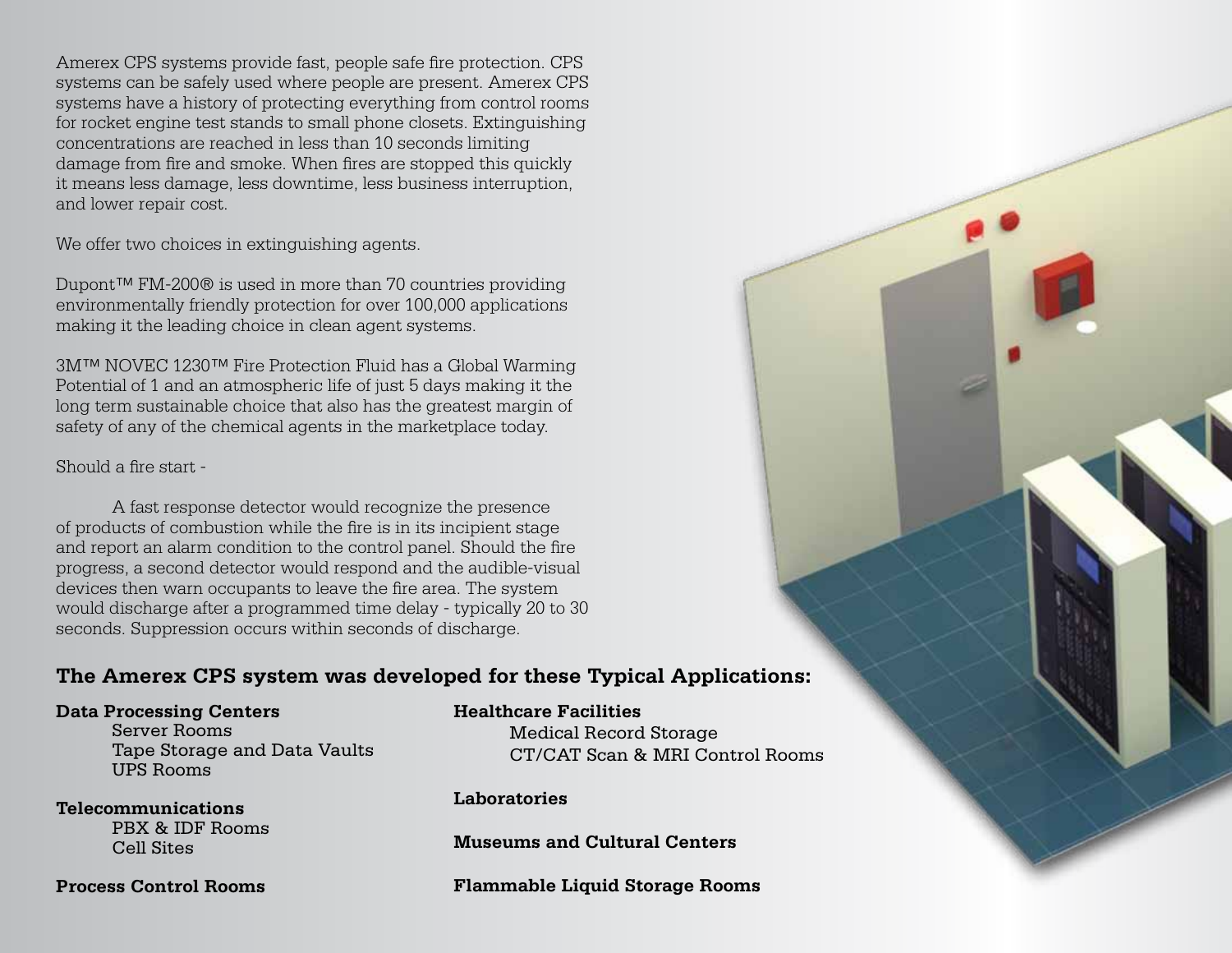Amerex CPS systems provide fast, people safe fire protection. CPS systems can be safely used where people are present. Amerex CPS systems have a history of protecting everything from control rooms for rocket engine test stands to small phone closets. Extinguishing concentrations are reached in less than 10 seconds limiting damage from fire and smoke. When fires are stopped this quickly it means less damage, less downtime, less business interruption, and lower repair cost.

We offer two choices in extinguishing agents.

Dupont™ FM-200® is used in more than 70 countries providing environmentally friendly protection for over 100,000 applications making it the leading choice in clean agent systems.

3M™ NOVEC 1230™ Fire Protection Fluid has a Global Warming Potential of 1 and an atmospheric life of just 5 days making it the long term sustainable choice that also has the greatest margin of safety of any of the chemical agents in the marketplace today.

Should a fire start -

A fast response detector would recognize the presence of products of combustion while the fire is in its incipient stage and report an alarm condition to the control panel. Should the fire progress, a second detector would respond and the audible-visual devices then warn occupants to leave the fire area. The system would discharge after a programmed time delay - typically 20 to 30 seconds. Suppression occurs within seconds of discharge.

## The Amerex CPS system was developed for these Typical Applications:

**Data Processing Centers**
- Server Rooms
- Tape Storage and Data Vaults
- UPS Rooms

**Telecommunications**
- PBX & IDF Rooms
- Cell Sites

**Process Control Rooms**

**Healthcare Facilities**
- Medical Record Storage
- CT/CAT Scan & MRI Control Rooms

**Laboratories**

**Museums and Cultural Centers**

**Flammable Liquid Storage Rooms**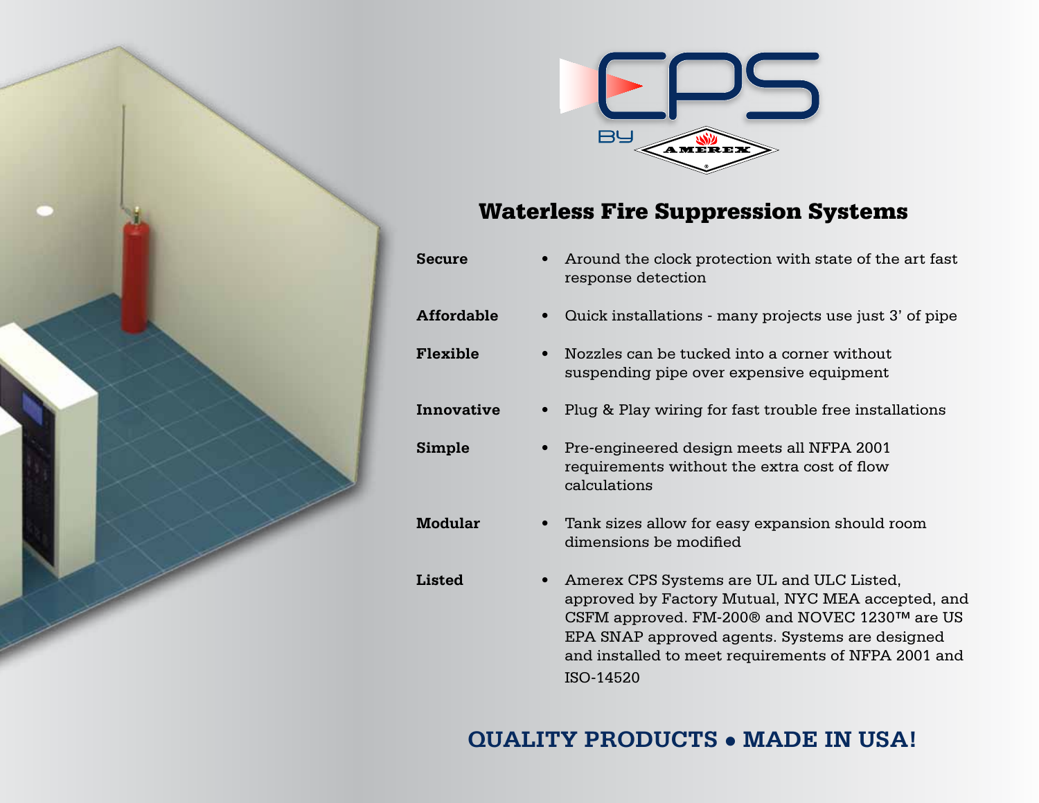CPS BY AMEREX

## Waterless Fire Suppression Systems

| | |
|---|---|
| **Secure** | • Around the clock protection with state of the art fast response detection |
| **Affordable** | • Quick installations - many projects use just 3' of pipe |
| **Flexible** | • Nozzles can be tucked into a corner without suspending pipe over expensive equipment |
| **Innovative** | • Plug & Play wiring for fast trouble free installations |
| **Simple** | • Pre-engineered design meets all NFPA 2001 requirements without the extra cost of flow calculations |
| **Modular** | • Tank sizes allow for easy expansion should room dimensions be modified |
| **Listed** | • Amerex CPS Systems are UL and ULC Listed, approved by Factory Mutual, NYC MEA accepted, and CSFM approved. FM-200® and NOVEC 1230™ are US EPA SNAP approved agents. Systems are designed and installed to meet requirements of NFPA 2001 and ISO-14520 |

## QUALITY PRODUCTS • MADE IN USA!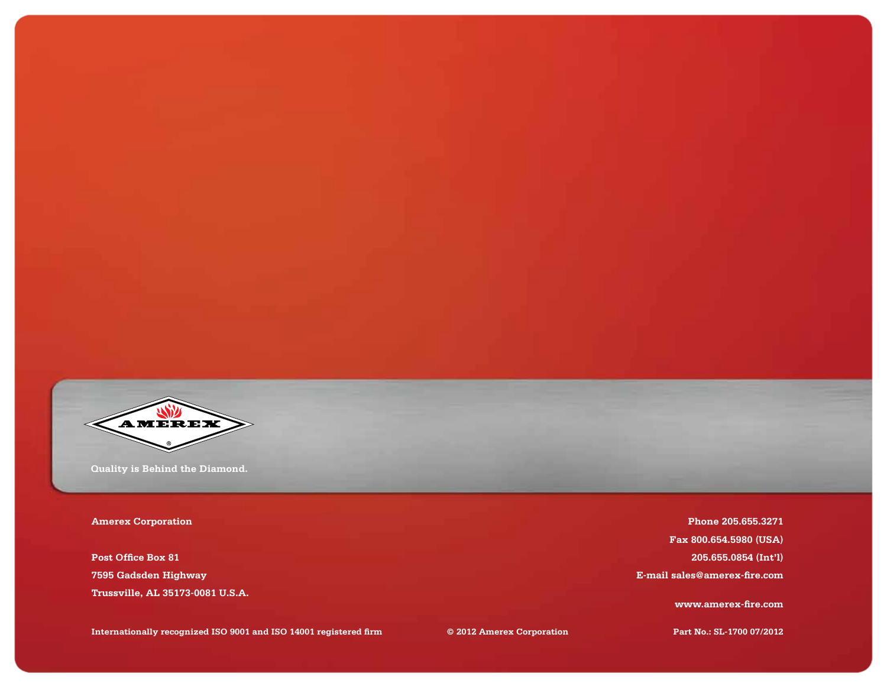AMEREX®

Quality is Behind the Diamond.

**Amerex Corporation**

**Post Office Box 81**
**7595 Gadsden Highway**
**Trussville, AL 35173-0081 U.S.A.**

**Phone 205.655.3271**
**Fax 800.654.5980 (USA)**
**205.655.0854 (Int'l)**
**E-mail sales@amerex-fire.com**

**www.amerex-fire.com**

**Internationally recognized ISO 9001 and ISO 14001 registered firm**

**© 2012 Amerex Corporation**

**Part No.: SL-1700 07/2012**